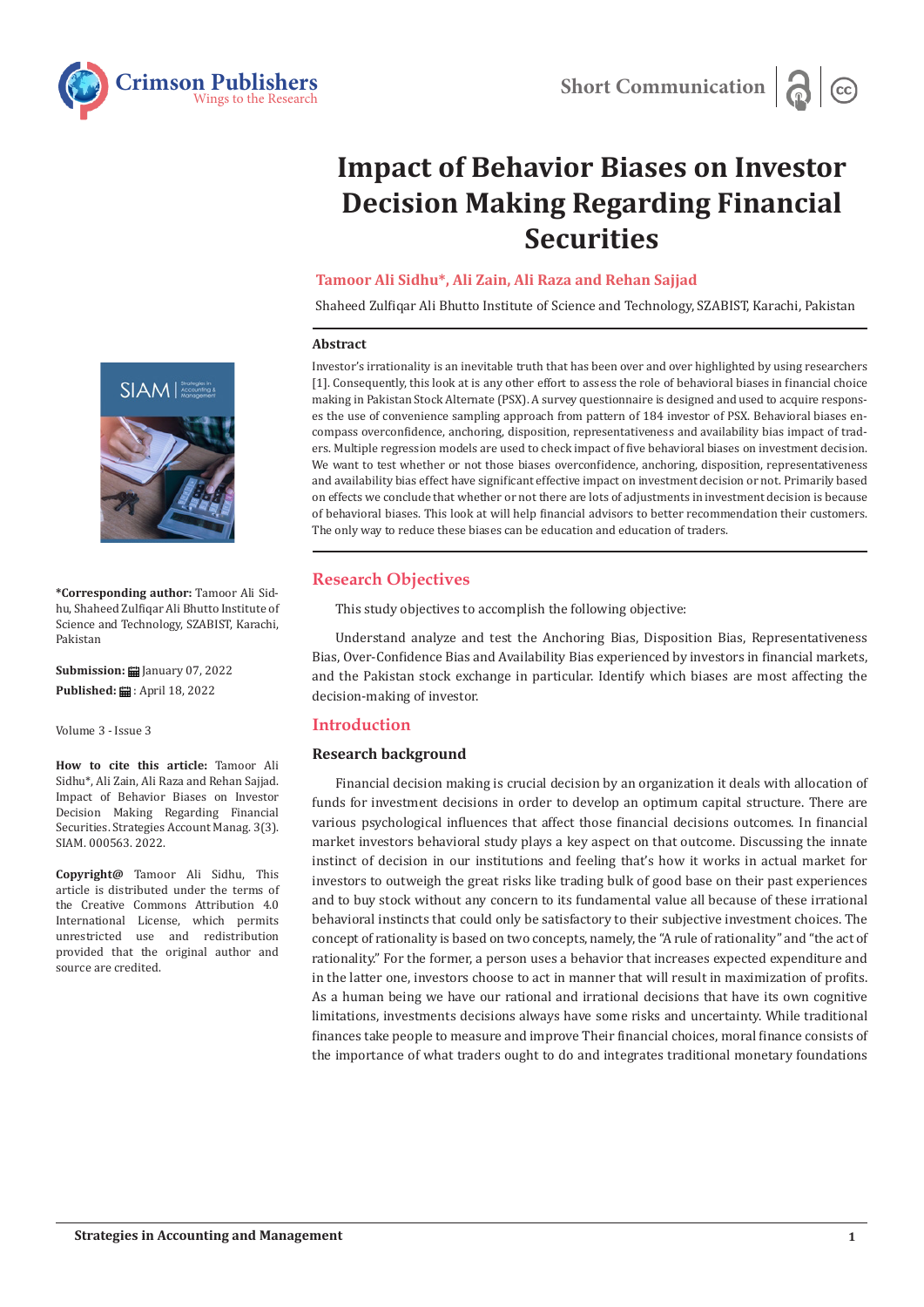Short Communication

# Impact of Behavior Biases on Investor Decision Making Regarding Financial Securities

**Tamoor Ali Sidhu*, Ali Zain, Ali Raza and Rehan Sajjad**

Shaheed Zulfiqar Ali Bhutto Institute of Science and Technology, SZABIST, Karachi, Pakistan

**\*Corresponding author:** Tamoor Ali Sidhu, Shaheed Zulfiqar Ali Bhutto Institute of Science and Technology, SZABIST, Karachi, Pakistan

**Submission:** January 07, 2022

**Published:** April 18, 2022

Volume 3 - Issue 3

**How to cite this article:** Tamoor Ali Sidhu*, Ali Zain, Ali Raza and Rehan Sajjad. Impact of Behavior Biases on Investor Decision Making Regarding Financial Securities. Strategies Account Manag. 3(3). SIAM. 000563. 2022.

**Copyright@** Tamoor Ali Sidhu, This article is distributed under the terms of the Creative Commons Attribution 4.0 International License, which permits unrestricted use and redistribution provided that the original author and source are credited.

### Abstract

Investor's irrationality is an inevitable truth that has been over and over highlighted by using researchers [1]. Consequently, this look at is any other effort to assess the role of behavioral biases in financial choice making in Pakistan Stock Alternate (PSX). A survey questionnaire is designed and used to acquire responses the use of convenience sampling approach from pattern of 184 investor of PSX. Behavioral biases encompass overconfidence, anchoring, disposition, representativeness and availability bias impact of traders. Multiple regression models are used to check impact of five behavioral biases on investment decision. We want to test whether or not those biases overconfidence, anchoring, disposition, representativeness and availability bias effect have significant effective impact on investment decision or not. Primarily based on effects we conclude that whether or not there are lots of adjustments in investment decision is because of behavioral biases. This look at will help financial advisors to better recommendation their customers. The only way to reduce these biases can be education and education of traders.

## Research Objectives

This study objectives to accomplish the following objective:

Understand analyze and test the Anchoring Bias, Disposition Bias, Representativeness Bias, Over-Confidence Bias and Availability Bias experienced by investors in financial markets, and the Pakistan stock exchange in particular. Identify which biases are most affecting the decision-making of investor.

## Introduction

### Research background

Financial decision making is crucial decision by an organization it deals with allocation of funds for investment decisions in order to develop an optimum capital structure. There are various psychological influences that affect those financial decisions outcomes. In financial market investors behavioral study plays a key aspect on that outcome. Discussing the innate instinct of decision in our institutions and feeling that's how it works in actual market for investors to outweigh the great risks like trading bulk of good base on their past experiences and to buy stock without any concern to its fundamental value all because of these irrational behavioral instincts that could only be satisfactory to their subjective investment choices. The concept of rationality is based on two concepts, namely, the "A rule of rationality" and "the act of rationality." For the former, a person uses a behavior that increases expected expenditure and in the latter one, investors choose to act in manner that will result in maximization of profits. As a human being we have our rational and irrational decisions that have its own cognitive limitations, investments decisions always have some risks and uncertainty. While traditional finances take people to measure and improve Their financial choices, moral finance consists of the importance of what traders ought to do and integrates traditional monetary foundations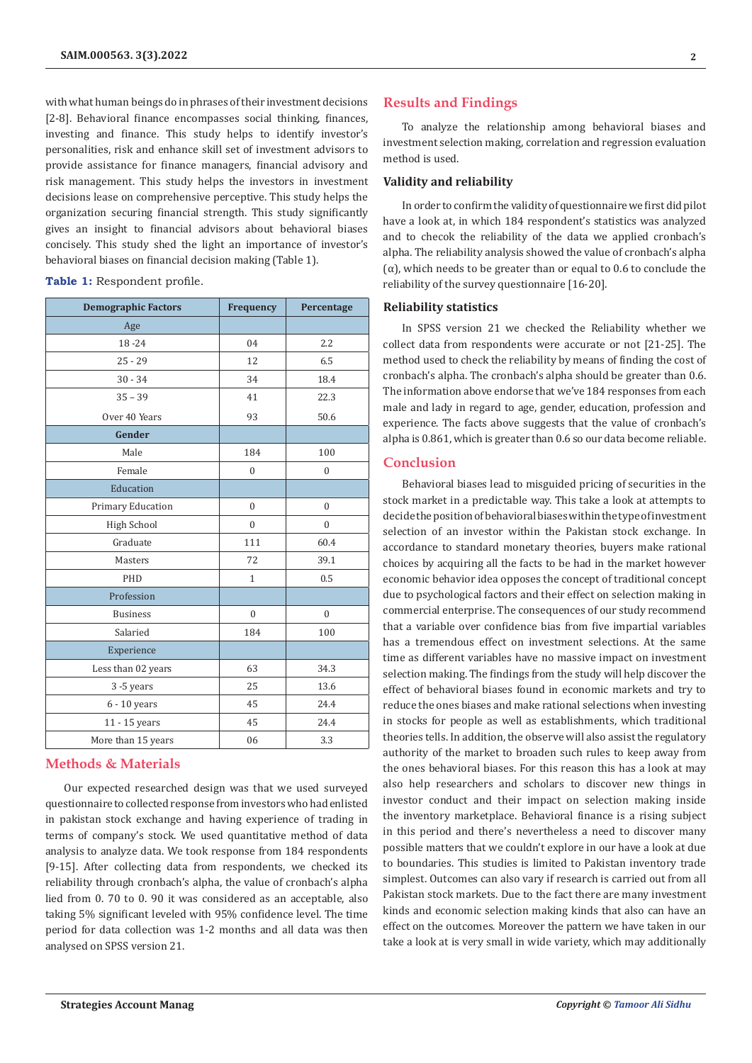with what human beings do in phrases of their investment decisions [2-8]. Behavioral finance encompasses social thinking, finances, investing and finance. This study helps to identify investor's personalities, risk and enhance skill set of investment advisors to provide assistance for finance managers, financial advisory and risk management. This study helps the investors in investment decisions lease on comprehensive perceptive. This study helps the organization securing financial strength. This study significantly gives an insight to financial advisors about behavioral biases concisely. This study shed the light an importance of investor's behavioral biases on financial decision making (Table 1).

**Table 1:** Respondent profile.

| Demographic Factors | Frequency | Percentage |
|---|---|---|
| Age | | |
| 18 -24 | 04 | 2.2 |
| 25 - 29 | 12 | 6.5 |
| 30 - 34 | 34 | 18.4 |
| 35 – 39 | 41 | 22.3 |
| Over 40 Years | 93 | 50.6 |
| **Gender** | | |
| Male | 184 | 100 |
| Female | 0 | 0 |
| Education | | |
| Primary Education | 0 | 0 |
| High School | 0 | 0 |
| Graduate | 111 | 60.4 |
| Masters | 72 | 39.1 |
| PHD | 1 | 0.5 |
| Profession | | |
| Business | 0 | 0 |
| Salaried | 184 | 100 |
| Experience | | |
| Less than 02 years | 63 | 34.3 |
| 3 -5 years | 25 | 13.6 |
| 6 - 10 years | 45 | 24.4 |
| 11 - 15 years | 45 | 24.4 |
| More than 15 years | 06 | 3.3 |

## Methods & Materials

Our expected researched design was that we used surveyed questionnaire to collected response from investors who had enlisted in pakistan stock exchange and having experience of trading in terms of company's stock. We used quantitative method of data analysis to analyze data. We took response from 184 respondents [9-15]. After collecting data from respondents, we checked its reliability through cronbach's alpha, the value of cronbach's alpha lied from 0. 70 to 0. 90 it was considered as an acceptable, also taking 5% significant leveled with 95% confidence level. The time period for data collection was 1-2 months and all data was then analysed on SPSS version 21.

## Results and Findings

To analyze the relationship among behavioral biases and investment selection making, correlation and regression evaluation method is used.

### Validity and reliability

In order to confirm the validity of questionnaire we first did pilot have a look at, in which 184 respondent's statistics was analyzed and to checok the reliability of the data we applied cronbach's alpha. The reliability analysis showed the value of cronbach's alpha (α), which needs to be greater than or equal to 0.6 to conclude the reliability of the survey questionnaire [16-20].

### Reliability statistics

In SPSS version 21 we checked the Reliability whether we collect data from respondents were accurate or not [21-25]. The method used to check the reliability by means of finding the cost of cronbach's alpha. The cronbach's alpha should be greater than 0.6. The information above endorse that we've 184 responses from each male and lady in regard to age, gender, education, profession and experience. The facts above suggests that the value of cronbach's alpha is 0.861, which is greater than 0.6 so our data become reliable.

## Conclusion

Behavioral biases lead to misguided pricing of securities in the stock market in a predictable way. This take a look at attempts to decide the position of behavioral biases within the type of investment selection of an investor within the Pakistan stock exchange. In accordance to standard monetary theories, buyers make rational choices by acquiring all the facts to be had in the market however economic behavior idea opposes the concept of traditional concept due to psychological factors and their effect on selection making in commercial enterprise. The consequences of our study recommend that a variable over confidence bias from five impartial variables has a tremendous effect on investment selections. At the same time as different variables have no massive impact on investment selection making. The findings from the study will help discover the effect of behavioral biases found in economic markets and try to reduce the ones biases and make rational selections when investing in stocks for people as well as establishments, which traditional theories tells. In addition, the observe will also assist the regulatory authority of the market to broaden such rules to keep away from the ones behavioral biases. For this reason this has a look at may also help researchers and scholars to discover new things in investor conduct and their impact on selection making inside the inventory marketplace. Behavioral finance is a rising subject in this period and there's nevertheless a need to discover many possible matters that we couldn't explore in our have a look at due to boundaries. This studies is limited to Pakistan inventory trade simplest. Outcomes can also vary if research is carried out from all Pakistan stock markets. Due to the fact there are many investment kinds and economic selection making kinds that also can have an effect on the outcomes. Moreover the pattern we have taken in our take a look at is very small in wide variety, which may additionally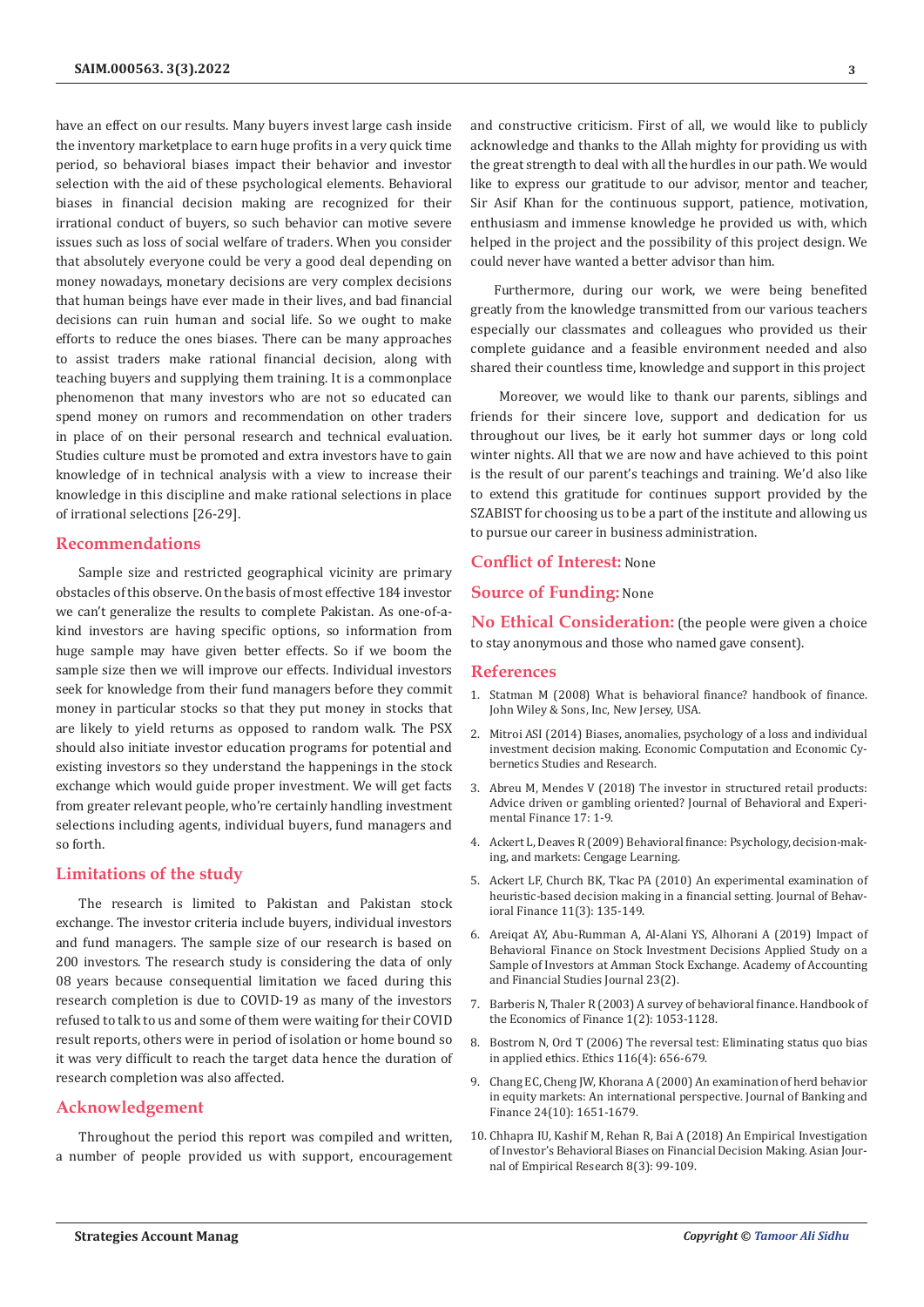have an effect on our results. Many buyers invest large cash inside the inventory marketplace to earn huge profits in a very quick time period, so behavioral biases impact their behavior and investor selection with the aid of these psychological elements. Behavioral biases in financial decision making are recognized for their irrational conduct of buyers, so such behavior can motive severe issues such as loss of social welfare of traders. When you consider that absolutely everyone could be very a good deal depending on money nowadays, monetary decisions are very complex decisions that human beings have ever made in their lives, and bad financial decisions can ruin human and social life. So we ought to make efforts to reduce the ones biases. There can be many approaches to assist traders make rational financial decision, along with teaching buyers and supplying them training. It is a commonplace phenomenon that many investors who are not so educated can spend money on rumors and recommendation on other traders in place of on their personal research and technical evaluation. Studies culture must be promoted and extra investors have to gain knowledge of in technical analysis with a view to increase their knowledge in this discipline and make rational selections in place of irrational selections [26-29].

## Recommendations

Sample size and restricted geographical vicinity are primary obstacles of this observe. On the basis of most effective 184 investor we can't generalize the results to complete Pakistan. As one-of-a-kind investors are having specific options, so information from huge sample may have given better effects. So if we boom the sample size then we will improve our effects. Individual investors seek for knowledge from their fund managers before they commit money in particular stocks so that they put money in stocks that are likely to yield returns as opposed to random walk. The PSX should also initiate investor education programs for potential and existing investors so they understand the happenings in the stock exchange which would guide proper investment. We will get facts from greater relevant people, who're certainly handling investment selections including agents, individual buyers, fund managers and so forth.

## Limitations of the study

The research is limited to Pakistan and Pakistan stock exchange. The investor criteria include buyers, individual investors and fund managers. The sample size of our research is based on 200 investors. The research study is considering the data of only 08 years because consequential limitation we faced during this research completion is due to COVID-19 as many of the investors refused to talk to us and some of them were waiting for their COVID result reports, others were in period of isolation or home bound so it was very difficult to reach the target data hence the duration of research completion was also affected.

## Acknowledgement

Throughout the period this report was compiled and written, a number of people provided us with support, encouragement and constructive criticism. First of all, we would like to publicly acknowledge and thanks to the Allah mighty for providing us with the great strength to deal with all the hurdles in our path. We would like to express our gratitude to our advisor, mentor and teacher, Sir Asif Khan for the continuous support, patience, motivation, enthusiasm and immense knowledge he provided us with, which helped in the project and the possibility of this project design. We could never have wanted a better advisor than him.

Furthermore, during our work, we were being benefited greatly from the knowledge transmitted from our various teachers especially our classmates and colleagues who provided us their complete guidance and a feasible environment needed and also shared their countless time, knowledge and support in this project

Moreover, we would like to thank our parents, siblings and friends for their sincere love, support and dedication for us throughout our lives, be it early hot summer days or long cold winter nights. All that we are now and have achieved to this point is the result of our parent's teachings and training. We'd also like to extend this gratitude for continues support provided by the SZABIST for choosing us to be a part of the institute and allowing us to pursue our career in business administration.

**Conflict of Interest:** None

**Source of Funding:** None

**No Ethical Consideration:** (the people were given a choice to stay anonymous and those who named gave consent).

## References

1. Statman M (2008) What is behavioral finance? handbook of finance. John Wiley & Sons, Inc, New Jersey, USA.
2. Mitroi ASI (2014) Biases, anomalies, psychology of a loss and individual investment decision making. Economic Computation and Economic Cybernetics Studies and Research.
3. Abreu M, Mendes V (2018) The investor in structured retail products: Advice driven or gambling oriented? Journal of Behavioral and Experimental Finance 17: 1-9.
4. Ackert L, Deaves R (2009) Behavioral finance: Psychology, decision-making, and markets: Cengage Learning.
5. Ackert LF, Church BK, Tkac PA (2010) An experimental examination of heuristic-based decision making in a financial setting. Journal of Behavioral Finance 11(3): 135-149.
6. Areiqat AY, Abu-Rumman A, Al-Alani YS, Alhorani A (2019) Impact of Behavioral Finance on Stock Investment Decisions Applied Study on a Sample of Investors at Amman Stock Exchange. Academy of Accounting and Financial Studies Journal 23(2).
7. Barberis N, Thaler R (2003) A survey of behavioral finance. Handbook of the Economics of Finance 1(2): 1053-1128.
8. Bostrom N, Ord T (2006) The reversal test: Eliminating status quo bias in applied ethics. Ethics 116(4): 656-679.
9. Chang EC, Cheng JW, Khorana A (2000) An examination of herd behavior in equity markets: An international perspective. Journal of Banking and Finance 24(10): 1651-1679.
10. Chhapra IU, Kashif M, Rehan R, Bai A (2018) An Empirical Investigation of Investor's Behavioral Biases on Financial Decision Making. Asian Journal of Empirical Research 8(3): 99-109.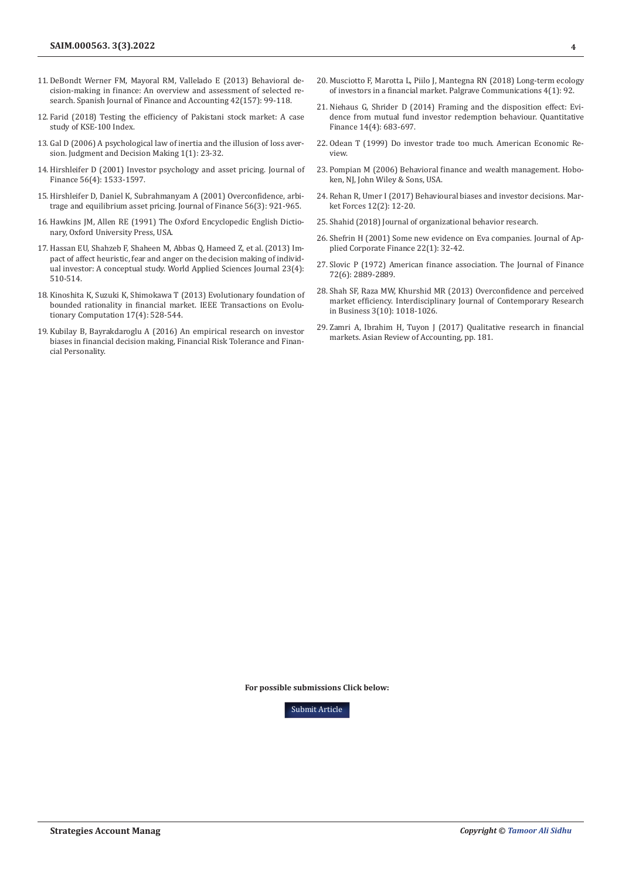11. DeBondt Werner FM, Mayoral RM, Vallelado E (2013) Behavioral decision-making in finance: An overview and assessment of selected research. Spanish Journal of Finance and Accounting 42(157): 99-118.

12. Farid (2018) Testing the efficiency of Pakistani stock market: A case study of KSE-100 Index.

13. Gal D (2006) A psychological law of inertia and the illusion of loss aversion. Judgment and Decision Making 1(1): 23-32.

14. Hirshleifer D (2001) Investor psychology and asset pricing. Journal of Finance 56(4): 1533-1597.

15. Hirshleifer D, Daniel K, Subrahmanyam A (2001) Overconfidence, arbitrage and equilibrium asset pricing. Journal of Finance 56(3): 921-965.

16. Hawkins JM, Allen RE (1991) The Oxford Encyclopedic English Dictionary, Oxford University Press, USA.

17. Hassan EU, Shahzeb F, Shaheen M, Abbas Q, Hameed Z, et al. (2013) Impact of affect heuristic, fear and anger on the decision making of individual investor: A conceptual study. World Applied Sciences Journal 23(4): 510-514.

18. Kinoshita K, Suzuki K, Shimokawa T (2013) Evolutionary foundation of bounded rationality in financial market. IEEE Transactions on Evolutionary Computation 17(4): 528-544.

19. Kubilay B, Bayrakdaroglu A (2016) An empirical research on investor biases in financial decision making, Financial Risk Tolerance and Financial Personality.

20. Musciotto F, Marotta L, Piilo J, Mantegna RN (2018) Long-term ecology of investors in a financial market. Palgrave Communications 4(1): 92.

21. Niehaus G, Shrider D (2014) Framing and the disposition effect: Evidence from mutual fund investor redemption behaviour. Quantitative Finance 14(4): 683-697.

22. Odean T (1999) Do investor trade too much. American Economic Review.

23. Pompian M (2006) Behavioral finance and wealth management. Hoboken, NJ, John Wiley & Sons, USA.

24. Rehan R, Umer I (2017) Behavioural biases and investor decisions. Market Forces 12(2): 12-20.

25. Shahid (2018) Journal of organizational behavior research.

26. Shefrin H (2001) Some new evidence on Eva companies. Journal of Applied Corporate Finance 22(1): 32-42.

27. Slovic P (1972) American finance association. The Journal of Finance 72(6): 2889-2889.

28. Shah SF, Raza MW, Khurshid MR (2013) Overconfidence and perceived market efficiency. Interdisciplinary Journal of Contemporary Research in Business 3(10): 1018-1026.

29. Zamri A, Ibrahim H, Tuyon J (2017) Qualitative research in financial markets. Asian Review of Accounting, pp. 181.

**For possible submissions Click below:**

Submit Article